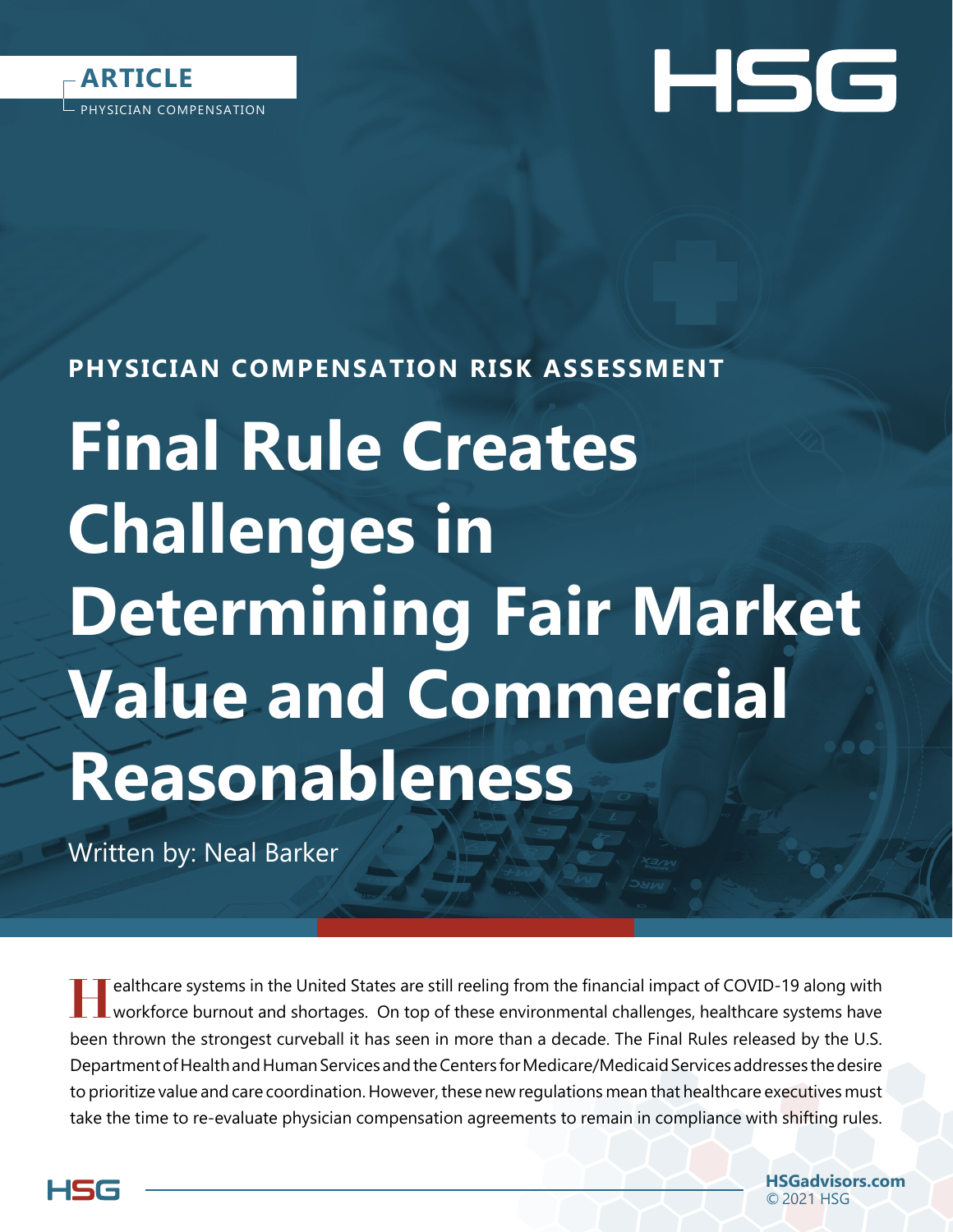**ARTICLE**
PHYSICIAN COMPENSATION

## PHYSICIAN COMPENSATION RISK ASSESSMENT

# Final Rule Creates Challenges in Determining Fair Market Value and Commercial Reasonableness

Written by: Neal Barker

Healthcare systems in the United States are still reeling from the financial impact of COVID-19 along with workforce burnout and shortages. On top of these environmental challenges, healthcare systems have been thrown the strongest curveball it has seen in more than a decade. The Final Rules released by the U.S. Department of Health and Human Services and the Centers for Medicare/Medicaid Services addresses the desire to prioritize value and care coordination. However, these new regulations mean that healthcare executives must take the time to re-evaluate physician compensation agreements to remain in compliance with shifting rules.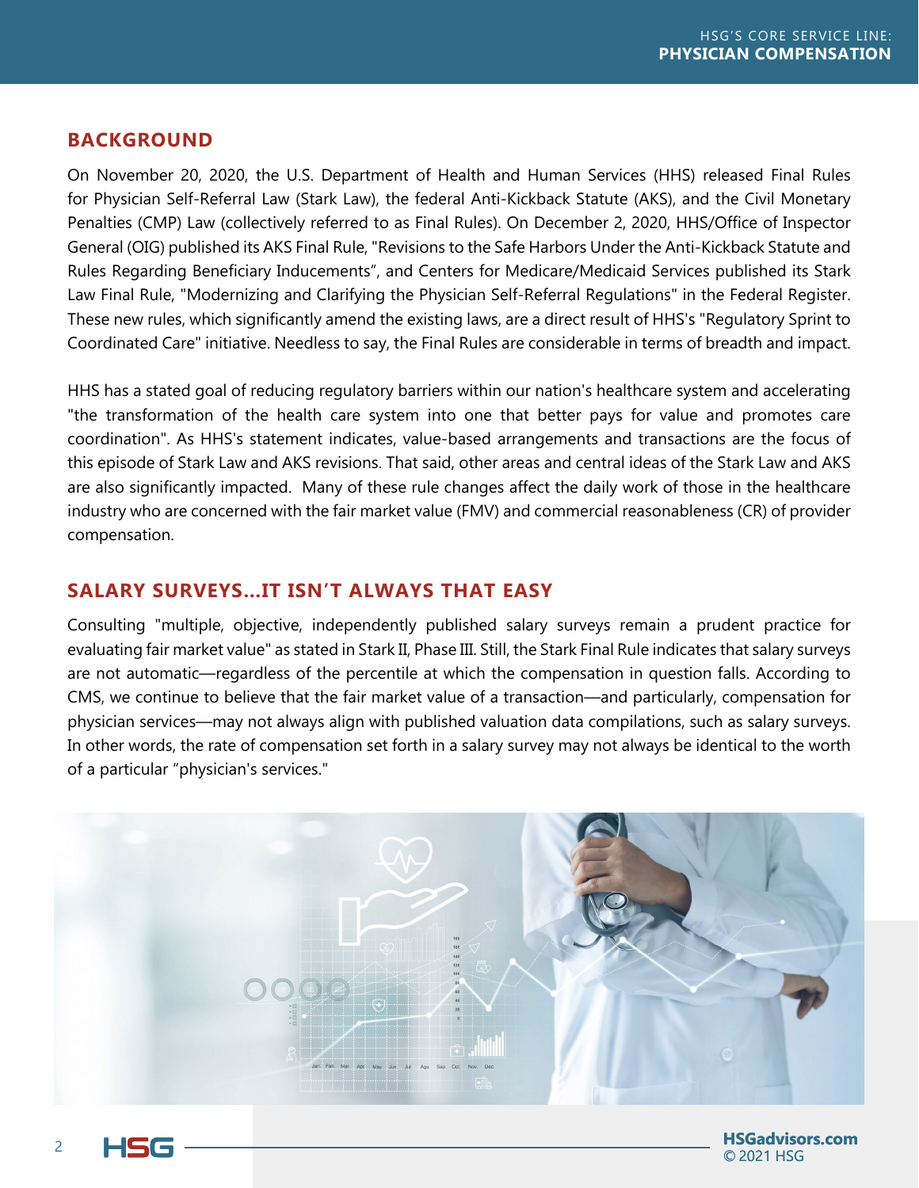## BACKGROUND

On November 20, 2020, the U.S. Department of Health and Human Services (HHS) released Final Rules for Physician Self-Referral Law (Stark Law), the federal Anti-Kickback Statute (AKS), and the Civil Monetary Penalties (CMP) Law (collectively referred to as Final Rules). On December 2, 2020, HHS/Office of Inspector General (OIG) published its AKS Final Rule, "Revisions to the Safe Harbors Under the Anti-Kickback Statute and Rules Regarding Beneficiary Inducements", and Centers for Medicare/Medicaid Services published its Stark Law Final Rule, "Modernizing and Clarifying the Physician Self-Referral Regulations" in the Federal Register. These new rules, which significantly amend the existing laws, are a direct result of HHS's "Regulatory Sprint to Coordinated Care" initiative. Needless to say, the Final Rules are considerable in terms of breadth and impact.

HHS has a stated goal of reducing regulatory barriers within our nation's healthcare system and accelerating "the transformation of the health care system into one that better pays for value and promotes care coordination". As HHS's statement indicates, value-based arrangements and transactions are the focus of this episode of Stark Law and AKS revisions. That said, other areas and central ideas of the Stark Law and AKS are also significantly impacted. Many of these rule changes affect the daily work of those in the healthcare industry who are concerned with the fair market value (FMV) and commercial reasonableness (CR) of provider compensation.

## SALARY SURVEYS...IT ISN'T ALWAYS THAT EASY

Consulting "multiple, objective, independently published salary surveys remain a prudent practice for evaluating fair market value" as stated in Stark II, Phase III. Still, the Stark Final Rule indicates that salary surveys are not automatic—regardless of the percentile at which the compensation in question falls. According to CMS, we continue to believe that the fair market value of a transaction—and particularly, compensation for physician services—may not always align with published valuation data compilations, such as salary surveys. In other words, the rate of compensation set forth in a salary survey may not always be identical to the worth of a particular "physician's services."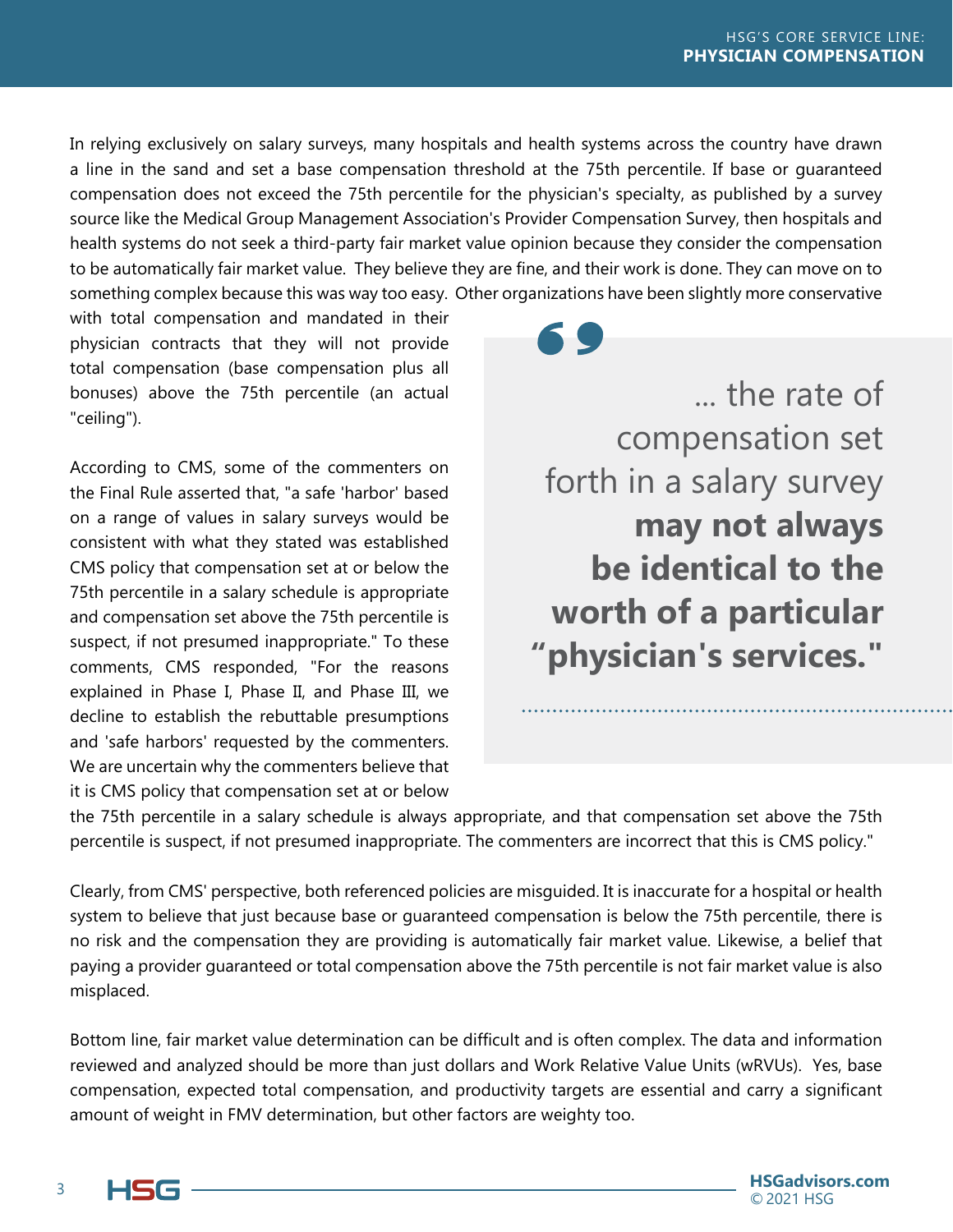In relying exclusively on salary surveys, many hospitals and health systems across the country have drawn a line in the sand and set a base compensation threshold at the 75th percentile. If base or guaranteed compensation does not exceed the 75th percentile for the physician's specialty, as published by a survey source like the Medical Group Management Association's Provider Compensation Survey, then hospitals and health systems do not seek a third-party fair market value opinion because they consider the compensation to be automatically fair market value. They believe they are fine, and their work is done. They can move on to something complex because this was way too easy. Other organizations have been slightly more conservative with total compensation and mandated in their physician contracts that they will not provide total compensation (base compensation plus all bonuses) above the 75th percentile (an actual "ceiling").

According to CMS, some of the commenters on the Final Rule asserted that, "a safe 'harbor' based on a range of values in salary surveys would be consistent with what they stated was established CMS policy that compensation set at or below the 75th percentile in a salary schedule is appropriate and compensation set above the 75th percentile is suspect, if not presumed inappropriate." To these comments, CMS responded, "For the reasons explained in Phase I, Phase II, and Phase III, we decline to establish the rebuttable presumptions and 'safe harbors' requested by the commenters. We are uncertain why the commenters believe that it is CMS policy that compensation set at or below the 75th percentile in a salary schedule is always appropriate, and that compensation set above the 75th percentile is suspect, if not presumed inappropriate. The commenters are incorrect that this is CMS policy."

> ... the rate of compensation set forth in a salary survey **may not always be identical to the worth of a particular "physician's services."**

Clearly, from CMS' perspective, both referenced policies are misguided. It is inaccurate for a hospital or health system to believe that just because base or guaranteed compensation is below the 75th percentile, there is no risk and the compensation they are providing is automatically fair market value. Likewise, a belief that paying a provider guaranteed or total compensation above the 75th percentile is not fair market value is also misplaced.

Bottom line, fair market value determination can be difficult and is often complex. The data and information reviewed and analyzed should be more than just dollars and Work Relative Value Units (wRVUs). Yes, base compensation, expected total compensation, and productivity targets are essential and carry a significant amount of weight in FMV determination, but other factors are weighty too.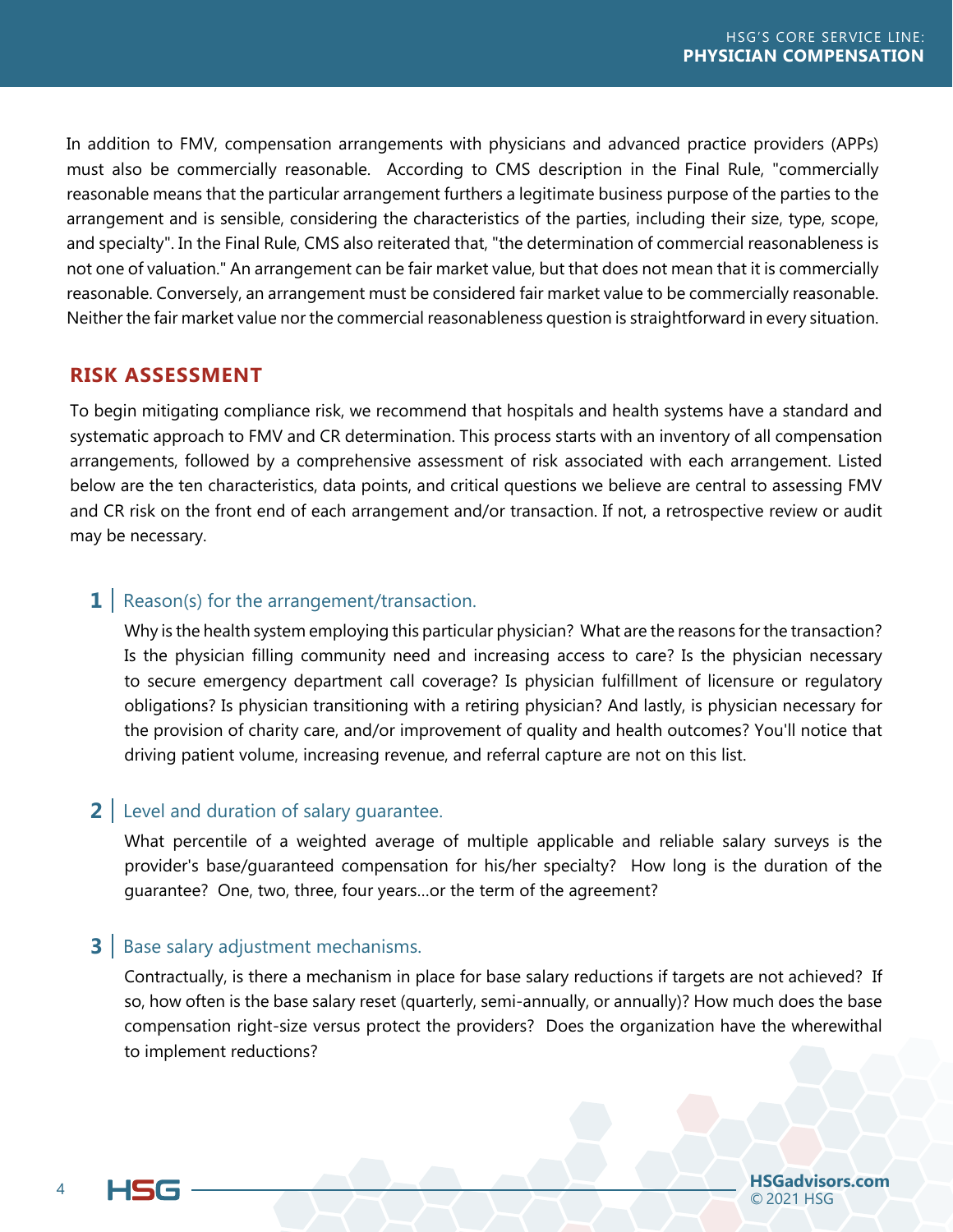In addition to FMV, compensation arrangements with physicians and advanced practice providers (APPs) must also be commercially reasonable. According to CMS description in the Final Rule, "commercially reasonable means that the particular arrangement furthers a legitimate business purpose of the parties to the arrangement and is sensible, considering the characteristics of the parties, including their size, type, scope, and specialty". In the Final Rule, CMS also reiterated that, "the determination of commercial reasonableness is not one of valuation." An arrangement can be fair market value, but that does not mean that it is commercially reasonable. Conversely, an arrangement must be considered fair market value to be commercially reasonable. Neither the fair market value nor the commercial reasonableness question is straightforward in every situation.

## RISK ASSESSMENT

To begin mitigating compliance risk, we recommend that hospitals and health systems have a standard and systematic approach to FMV and CR determination. This process starts with an inventory of all compensation arrangements, followed by a comprehensive assessment of risk associated with each arrangement. Listed below are the ten characteristics, data points, and critical questions we believe are central to assessing FMV and CR risk on the front end of each arrangement and/or transaction. If not, a retrospective review or audit may be necessary.

### 1 | Reason(s) for the arrangement/transaction.

Why is the health system employing this particular physician? What are the reasons for the transaction? Is the physician filling community need and increasing access to care? Is the physician necessary to secure emergency department call coverage? Is physician fulfillment of licensure or regulatory obligations? Is physician transitioning with a retiring physician? And lastly, is physician necessary for the provision of charity care, and/or improvement of quality and health outcomes? You'll notice that driving patient volume, increasing revenue, and referral capture are not on this list.

### 2 | Level and duration of salary guarantee.

What percentile of a weighted average of multiple applicable and reliable salary surveys is the provider's base/guaranteed compensation for his/her specialty? How long is the duration of the guarantee? One, two, three, four years...or the term of the agreement?

### 3 | Base salary adjustment mechanisms.

Contractually, is there a mechanism in place for base salary reductions if targets are not achieved? If so, how often is the base salary reset (quarterly, semi-annually, or annually)? How much does the base compensation right-size versus protect the providers? Does the organization have the wherewithal to implement reductions?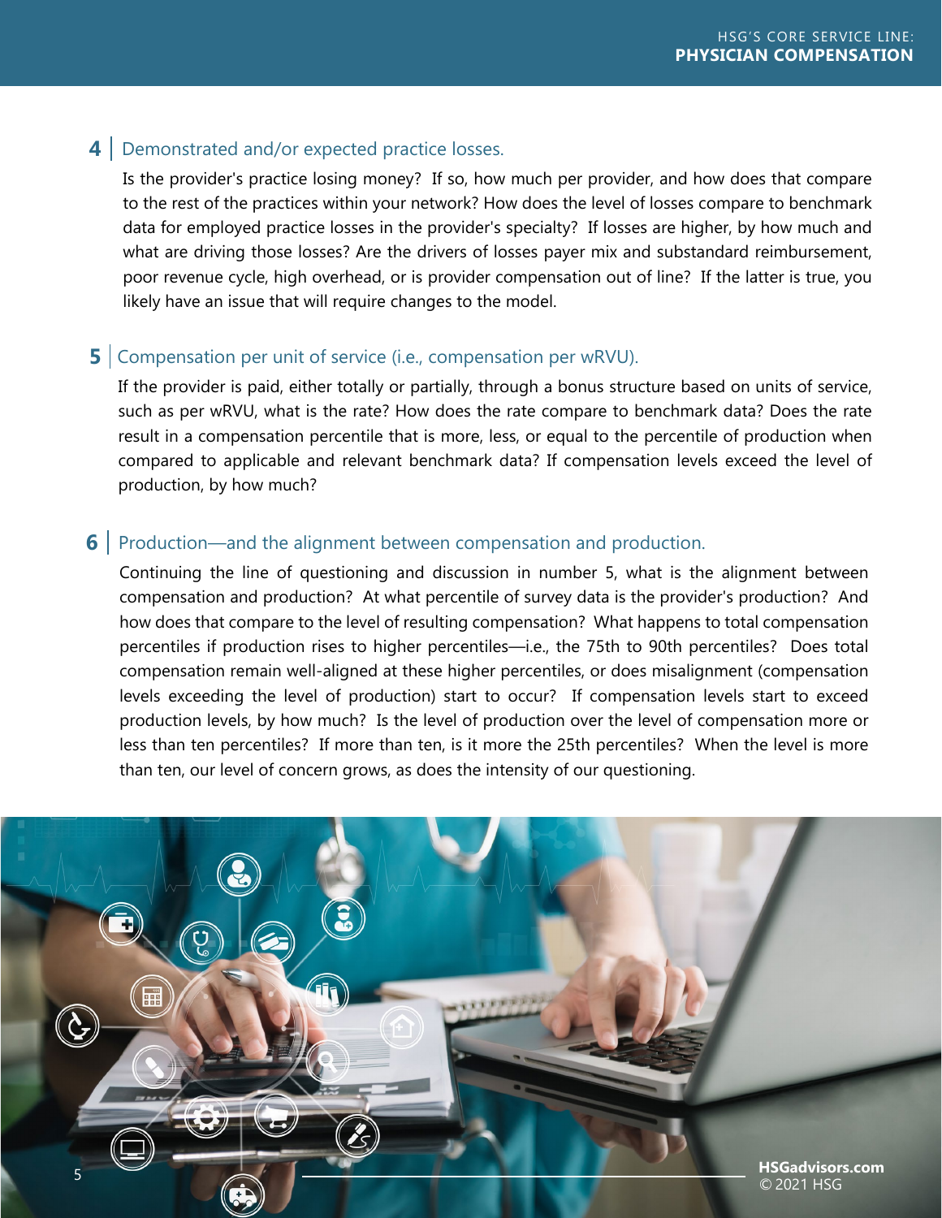## 4 | Demonstrated and/or expected practice losses.

Is the provider's practice losing money? If so, how much per provider, and how does that compare to the rest of the practices within your network? How does the level of losses compare to benchmark data for employed practice losses in the provider's specialty? If losses are higher, by how much and what are driving those losses? Are the drivers of losses payer mix and substandard reimbursement, poor revenue cycle, high overhead, or is provider compensation out of line? If the latter is true, you likely have an issue that will require changes to the model.

## 5 | Compensation per unit of service (i.e., compensation per wRVU).

If the provider is paid, either totally or partially, through a bonus structure based on units of service, such as per wRVU, what is the rate? How does the rate compare to benchmark data? Does the rate result in a compensation percentile that is more, less, or equal to the percentile of production when compared to applicable and relevant benchmark data? If compensation levels exceed the level of production, by how much?

## 6 | Production—and the alignment between compensation and production.

Continuing the line of questioning and discussion in number 5, what is the alignment between compensation and production? At what percentile of survey data is the provider's production? And how does that compare to the level of resulting compensation? What happens to total compensation percentiles if production rises to higher percentiles—i.e., the 75th to 90th percentiles? Does total compensation remain well-aligned at these higher percentiles, or does misalignment (compensation levels exceeding the level of production) start to occur? If compensation levels start to exceed production levels, by how much? Is the level of production over the level of compensation more or less than ten percentiles? If more than ten, is it more the 25th percentiles? When the level is more than ten, our level of concern grows, as does the intensity of our questioning.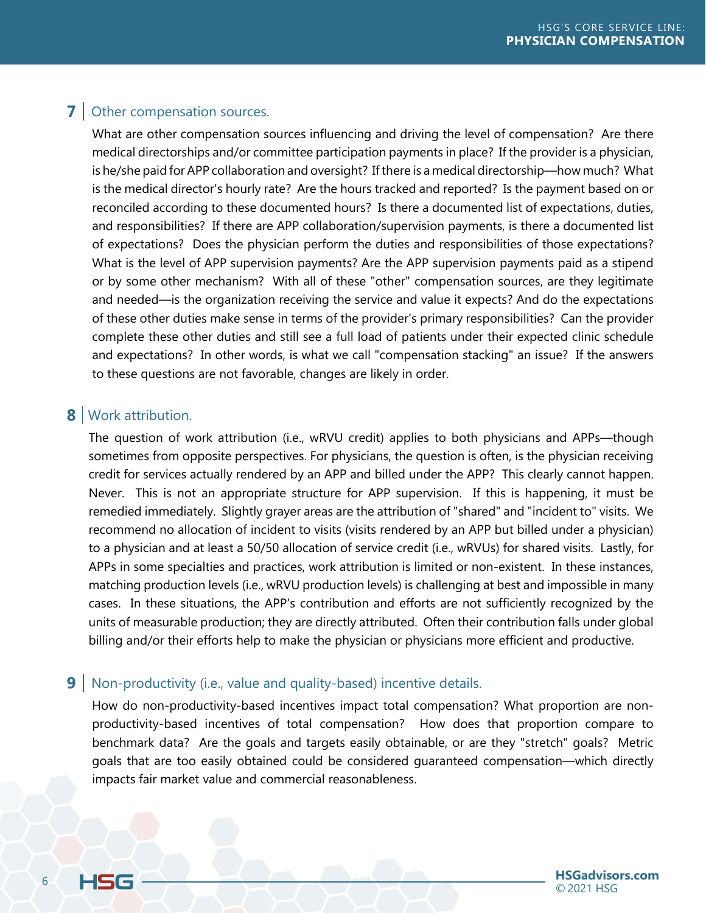## 7 | Other compensation sources.

What are other compensation sources influencing and driving the level of compensation? Are there medical directorships and/or committee participation payments in place? If the provider is a physician, is he/she paid for APP collaboration and oversight? If there is a medical directorship—how much? What is the medical director's hourly rate? Are the hours tracked and reported? Is the payment based on or reconciled according to these documented hours? Is there a documented list of expectations, duties, and responsibilities? If there are APP collaboration/supervision payments, is there a documented list of expectations? Does the physician perform the duties and responsibilities of those expectations? What is the level of APP supervision payments? Are the APP supervision payments paid as a stipend or by some other mechanism? With all of these "other" compensation sources, are they legitimate and needed—is the organization receiving the service and value it expects? And do the expectations of these other duties make sense in terms of the provider's primary responsibilities? Can the provider complete these other duties and still see a full load of patients under their expected clinic schedule and expectations? In other words, is what we call "compensation stacking" an issue? If the answers to these questions are not favorable, changes are likely in order.

## 8 | Work attribution.

The question of work attribution (i.e., wRVU credit) applies to both physicians and APPs—though sometimes from opposite perspectives. For physicians, the question is often, is the physician receiving credit for services actually rendered by an APP and billed under the APP? This clearly cannot happen. Never. This is not an appropriate structure for APP supervision. If this is happening, it must be remedied immediately. Slightly grayer areas are the attribution of "shared" and "incident to" visits. We recommend no allocation of incident to visits (visits rendered by an APP but billed under a physician) to a physician and at least a 50/50 allocation of service credit (i.e., wRVUs) for shared visits. Lastly, for APPs in some specialties and practices, work attribution is limited or non-existent. In these instances, matching production levels (i.e., wRVU production levels) is challenging at best and impossible in many cases. In these situations, the APP's contribution and efforts are not sufficiently recognized by the units of measurable production; they are directly attributed. Often their contribution falls under global billing and/or their efforts help to make the physician or physicians more efficient and productive.

## 9 | Non-productivity (i.e., value and quality-based) incentive details.

How do non-productivity-based incentives impact total compensation? What proportion are non-productivity-based incentives of total compensation? How does that proportion compare to benchmark data? Are the goals and targets easily obtainable, or are they "stretch" goals? Metric goals that are too easily obtained could be considered guaranteed compensation—which directly impacts fair market value and commercial reasonableness.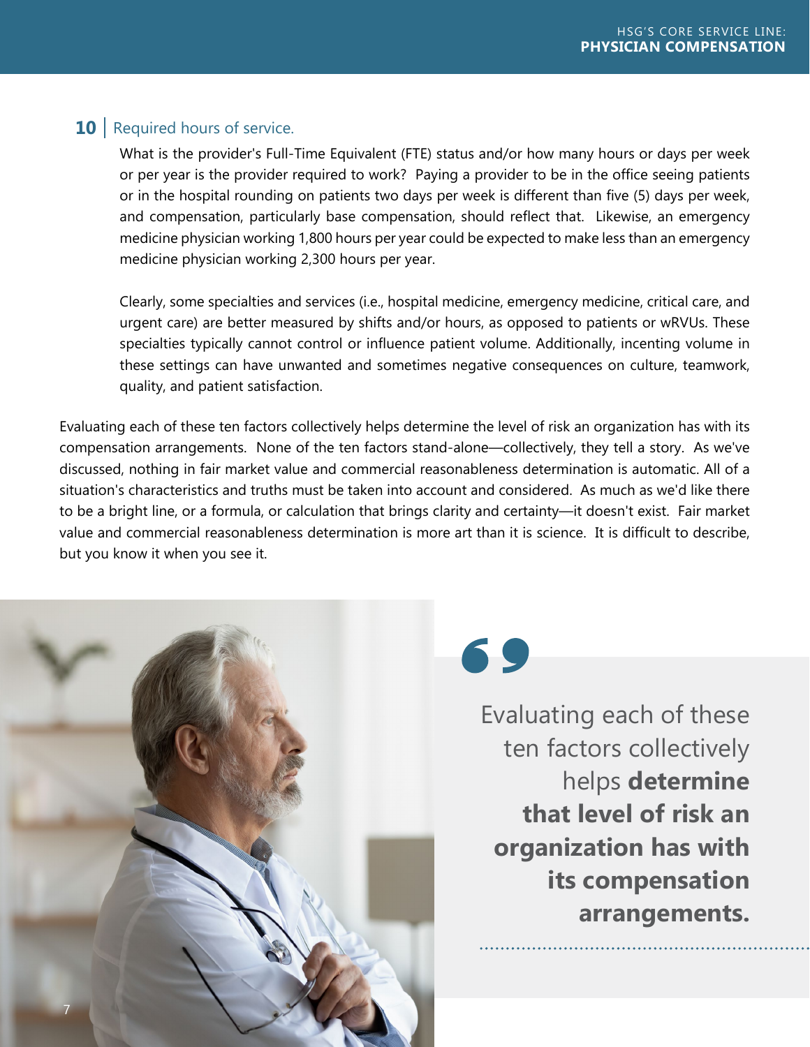### 10 | Required hours of service.

What is the provider's Full-Time Equivalent (FTE) status and/or how many hours or days per week or per year is the provider required to work? Paying a provider to be in the office seeing patients or in the hospital rounding on patients two days per week is different than five (5) days per week, and compensation, particularly base compensation, should reflect that. Likewise, an emergency medicine physician working 1,800 hours per year could be expected to make less than an emergency medicine physician working 2,300 hours per year.

Clearly, some specialties and services (i.e., hospital medicine, emergency medicine, critical care, and urgent care) are better measured by shifts and/or hours, as opposed to patients or wRVUs. These specialties typically cannot control or influence patient volume. Additionally, incenting volume in these settings can have unwanted and sometimes negative consequences on culture, teamwork, quality, and patient satisfaction.

Evaluating each of these ten factors collectively helps determine the level of risk an organization has with its compensation arrangements. None of the ten factors stand-alone—collectively, they tell a story. As we've discussed, nothing in fair market value and commercial reasonableness determination is automatic. All of a situation's characteristics and truths must be taken into account and considered. As much as we'd like there to be a bright line, or a formula, or calculation that brings clarity and certainty—it doesn't exist. Fair market value and commercial reasonableness determination is more art than it is science. It is difficult to describe, but you know it when you see it.

> Evaluating each of these ten factors collectively helps **determine that level of risk an organization has with its compensation arrangements.**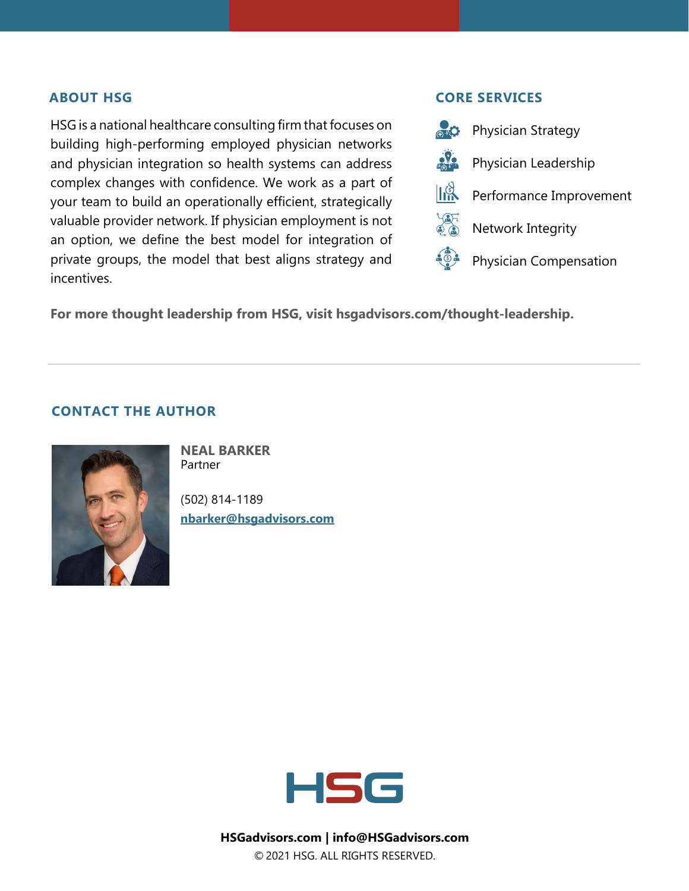## ABOUT HSG

HSG is a national healthcare consulting firm that focuses on building high-performing employed physician networks and physician integration so health systems can address complex changes with confidence. We work as a part of your team to build an operationally efficient, strategically valuable provider network. If physician employment is not an option, we define the best model for integration of private groups, the model that best aligns strategy and incentives.

## CORE SERVICES

- Physician Strategy
- Physician Leadership
- Performance Improvement
- Network Integrity
- Physician Compensation

**For more thought leadership from HSG, visit hsgadvisors.com/thought-leadership.**

---

## CONTACT THE AUTHOR

**NEAL BARKER**
Partner

(502) 814-1189
**nbarker@hsgadvisors.com**

HSG

**HSGadvisors.com | info@HSGadvisors.com**
© 2021 HSG. ALL RIGHTS RESERVED.